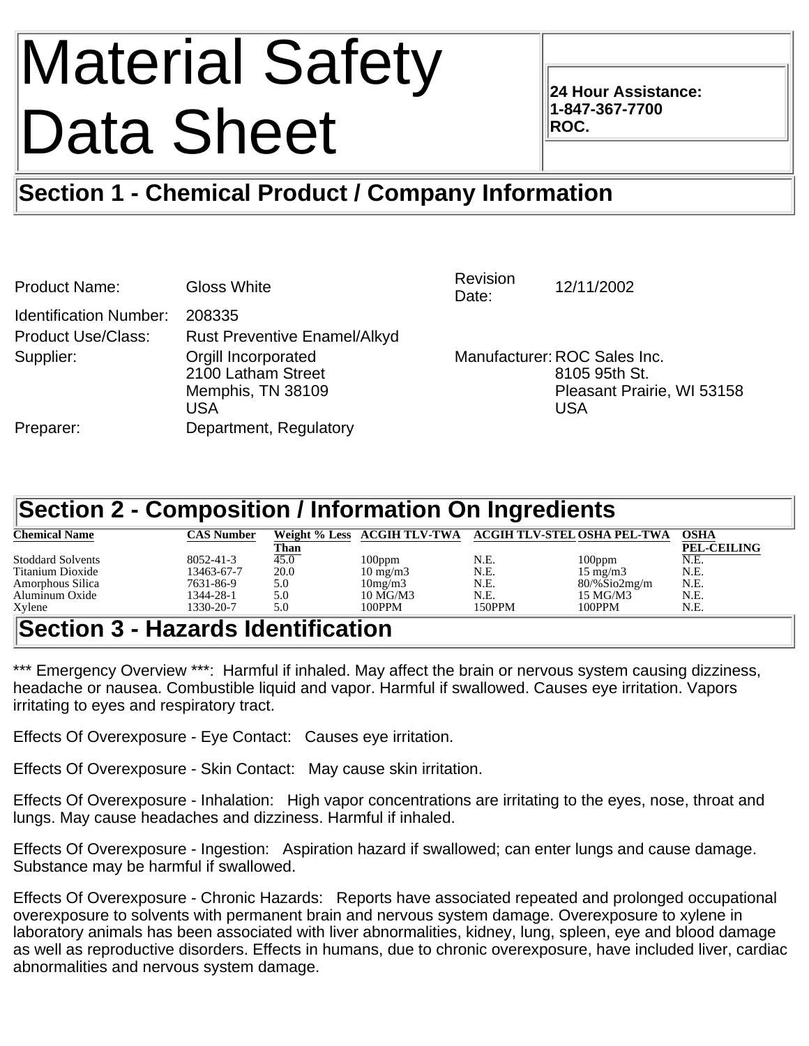# Material Safety Data Sheet

**24 Hour Assistance:**
**1-847-367-7700**
**ROC.**

## Section 1 - Chemical Product / Company Information

| | | | |
|---|---|---|---|
| Product Name: | Gloss White | Revision Date: | 12/11/2002 |
| Identification Number: | 208335 | | |
| Product Use/Class: | Rust Preventive Enamel/Alkyd | | |
| Supplier: | Orgill Incorporated<br>2100 Latham Street<br>Memphis, TN 38109<br>USA | Manufacturer: | ROC Sales Inc.<br>8105 95th St.<br>Pleasant Prairie, WI 53158<br>USA |
| Preparer: | Department, Regulatory | | |

## Section 2 - Composition / Information On Ingredients

| Chemical Name | CAS Number | Weight % Less Than | ACGIH TLV-TWA | ACGIH TLV-STEL | OSHA PEL-TWA | OSHA PEL-CEILING |
|---|---|---|---|---|---|---|
| Stoddard Solvents | 8052-41-3 | 45.0 | 100ppm | N.E. | 100ppm | N.E. |
| Titanium Dioxide | 13463-67-7 | 20.0 | 10 mg/m3 | N.E. | 15 mg/m3 | N.E. |
| Amorphous Silica | 7631-86-9 | 5.0 | 10mg/m3 | N.E. | 80/%Sio2mg/m | N.E. |
| Aluminum Oxide | 1344-28-1 | 5.0 | 10 MG/M3 | N.E. | 15 MG/M3 | N.E. |
| Xylene | 1330-20-7 | 5.0 | 100PPM | 150PPM | 100PPM | N.E. |

## Section 3 - Hazards Identification

*** Emergency Overview ***: Harmful if inhaled. May affect the brain or nervous system causing dizziness, headache or nausea. Combustible liquid and vapor. Harmful if swallowed. Causes eye irritation. Vapors irritating to eyes and respiratory tract.

Effects Of Overexposure - Eye Contact: Causes eye irritation.

Effects Of Overexposure - Skin Contact: May cause skin irritation.

Effects Of Overexposure - Inhalation: High vapor concentrations are irritating to the eyes, nose, throat and lungs. May cause headaches and dizziness. Harmful if inhaled.

Effects Of Overexposure - Ingestion: Aspiration hazard if swallowed; can enter lungs and cause damage. Substance may be harmful if swallowed.

Effects Of Overexposure - Chronic Hazards: Reports have associated repeated and prolonged occupational overexposure to solvents with permanent brain and nervous system damage. Overexposure to xylene in laboratory animals has been associated with liver abnormalities, kidney, lung, spleen, eye and blood damage as well as reproductive disorders. Effects in humans, due to chronic overexposure, have included liver, cardiac abnormalities and nervous system damage.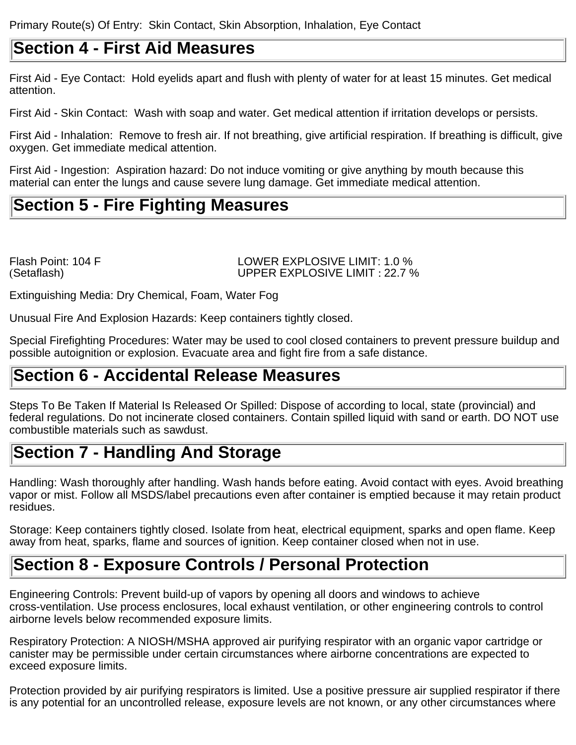Primary Route(s) Of Entry: Skin Contact, Skin Absorption, Inhalation, Eye Contact

## Section 4 - First Aid Measures

First Aid - Eye Contact: Hold eyelids apart and flush with plenty of water for at least 15 minutes. Get medical attention.

First Aid - Skin Contact: Wash with soap and water. Get medical attention if irritation develops or persists.

First Aid - Inhalation: Remove to fresh air. If not breathing, give artificial respiration. If breathing is difficult, give oxygen. Get immediate medical attention.

First Aid - Ingestion: Aspiration hazard: Do not induce vomiting or give anything by mouth because this material can enter the lungs and cause severe lung damage. Get immediate medical attention.

## Section 5 - Fire Fighting Measures

Flash Point: 104 F
(Setaflash)

LOWER EXPLOSIVE LIMIT: 1.0 %
UPPER EXPLOSIVE LIMIT : 22.7 %

Extinguishing Media: Dry Chemical, Foam, Water Fog

Unusual Fire And Explosion Hazards: Keep containers tightly closed.

Special Firefighting Procedures: Water may be used to cool closed containers to prevent pressure buildup and possible autoignition or explosion. Evacuate area and fight fire from a safe distance.

## Section 6 - Accidental Release Measures

Steps To Be Taken If Material Is Released Or Spilled: Dispose of according to local, state (provincial) and federal regulations. Do not incinerate closed containers. Contain spilled liquid with sand or earth. DO NOT use combustible materials such as sawdust.

## Section 7 - Handling And Storage

Handling: Wash thoroughly after handling. Wash hands before eating. Avoid contact with eyes. Avoid breathing vapor or mist. Follow all MSDS/label precautions even after container is emptied because it may retain product residues.

Storage: Keep containers tightly closed. Isolate from heat, electrical equipment, sparks and open flame. Keep away from heat, sparks, flame and sources of ignition. Keep container closed when not in use.

## Section 8 - Exposure Controls / Personal Protection

Engineering Controls: Prevent build-up of vapors by opening all doors and windows to achieve cross-ventilation. Use process enclosures, local exhaust ventilation, or other engineering controls to control airborne levels below recommended exposure limits.

Respiratory Protection: A NIOSH/MSHA approved air purifying respirator with an organic vapor cartridge or canister may be permissible under certain circumstances where airborne concentrations are expected to exceed exposure limits.

Protection provided by air purifying respirators is limited. Use a positive pressure air supplied respirator if there is any potential for an uncontrolled release, exposure levels are not known, or any other circumstances where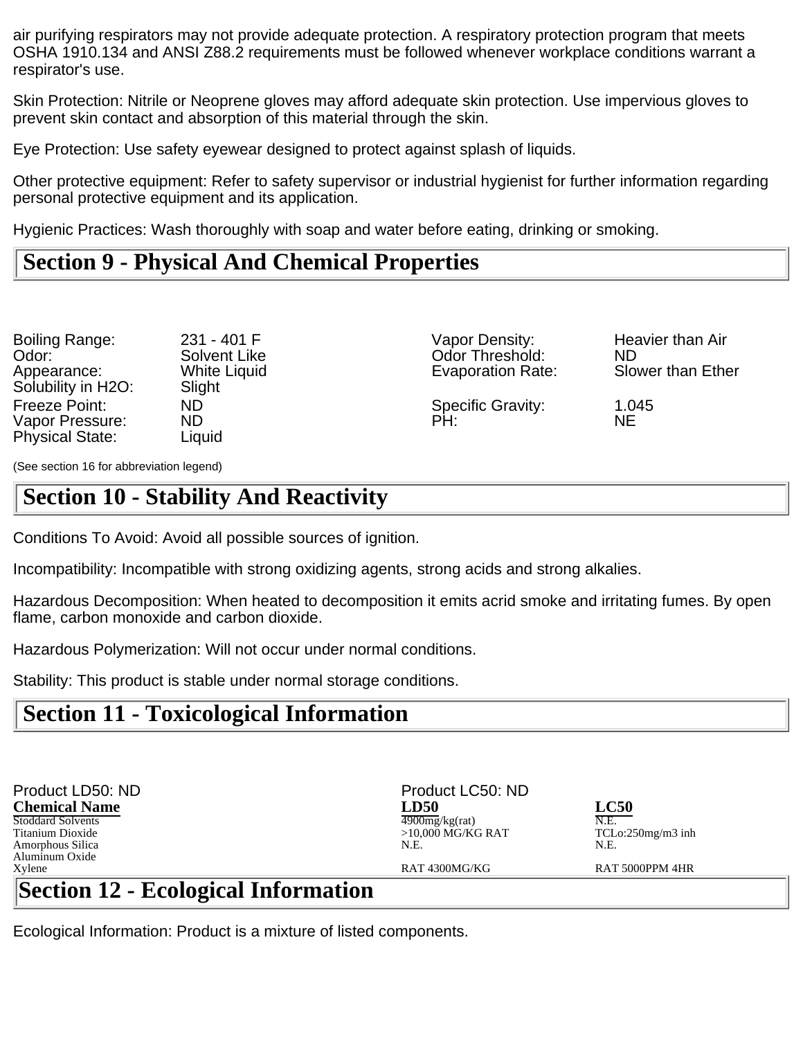air purifying respirators may not provide adequate protection. A respiratory protection program that meets OSHA 1910.134 and ANSI Z88.2 requirements must be followed whenever workplace conditions warrant a respirator's use.

Skin Protection: Nitrile or Neoprene gloves may afford adequate skin protection. Use impervious gloves to prevent skin contact and absorption of this material through the skin.

Eye Protection: Use safety eyewear designed to protect against splash of liquids.

Other protective equipment: Refer to safety supervisor or industrial hygienist for further information regarding personal protective equipment and its application.

Hygienic Practices: Wash thoroughly with soap and water before eating, drinking or smoking.

## Section 9 - Physical And Chemical Properties

| | | | |
|---|---|---|---|
| Boiling Range: | 231 - 401 F | Vapor Density: | Heavier than Air |
| Odor: | Solvent Like | Odor Threshold: | ND |
| Appearance: | White Liquid | Evaporation Rate: | Slower than Ether |
| Solubility in H2O: | Slight | | |
| Freeze Point: | ND | Specific Gravity: | 1.045 |
| Vapor Pressure: | ND | PH: | NE |
| Physical State: | Liquid | | |

(See section 16 for abbreviation legend)

## Section 10 - Stability And Reactivity

Conditions To Avoid: Avoid all possible sources of ignition.

Incompatibility: Incompatible with strong oxidizing agents, strong acids and strong alkalies.

Hazardous Decomposition: When heated to decomposition it emits acrid smoke and irritating fumes. By open flame, carbon monoxide and carbon dioxide.

Hazardous Polymerization: Will not occur under normal conditions.

Stability: This product is stable under normal storage conditions.

## Section 11 - Toxicological Information

Product LD50: ND

Product LC50: ND

| Chemical Name | LD50 | LC50 |
|---|---|---|
| Stoddard Solvents | 4900mg/kg(rat) | N.E. |
| Titanium Dioxide | >10,000 MG/KG RAT | TCLo:250mg/m3 inh |
| Amorphous Silica | N.E. | N.E. |
| Aluminum Oxide | | |
| Xylene | RAT 4300MG/KG | RAT 5000PPM 4HR |

## Section 12 - Ecological Information

Ecological Information: Product is a mixture of listed components.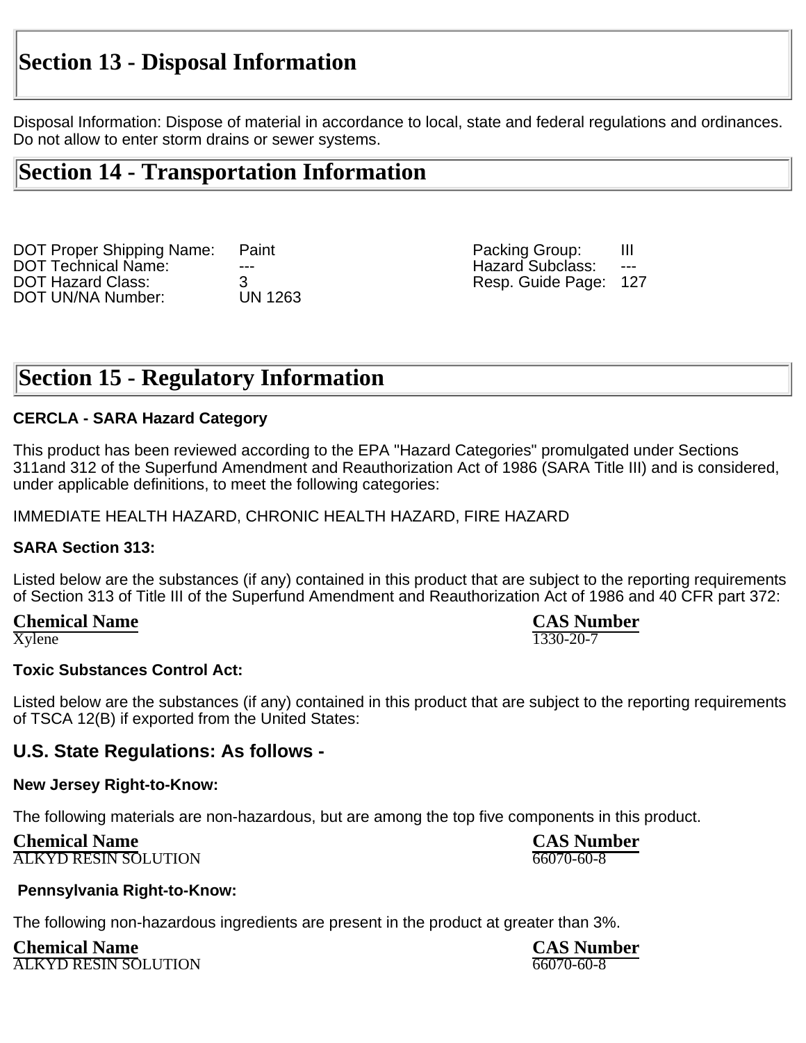## Section 13 - Disposal Information

Disposal Information: Dispose of material in accordance to local, state and federal regulations and ordinances. Do not allow to enter storm drains or sewer systems.

## Section 14 - Transportation Information

| | | | |
|---|---|---|---|
| DOT Proper Shipping Name: | Paint | Packing Group: | III |
| DOT Technical Name: | --- | Hazard Subclass: | --- |
| DOT Hazard Class: | 3 | Resp. Guide Page: | 127 |
| DOT UN/NA Number: | UN 1263 | | |

## Section 15 - Regulatory Information

**CERCLA - SARA Hazard Category**

This product has been reviewed according to the EPA "Hazard Categories" promulgated under Sections 311and 312 of the Superfund Amendment and Reauthorization Act of 1986 (SARA Title III) and is considered, under applicable definitions, to meet the following categories:

IMMEDIATE HEALTH HAZARD, CHRONIC HEALTH HAZARD, FIRE HAZARD

**SARA Section 313:**

Listed below are the substances (if any) contained in this product that are subject to the reporting requirements of Section 313 of Title III of the Superfund Amendment and Reauthorization Act of 1986 and 40 CFR part 372:

| Chemical Name | CAS Number |
|---|---|
| Xylene | 1330-20-7 |

**Toxic Substances Control Act:**

Listed below are the substances (if any) contained in this product that are subject to the reporting requirements of TSCA 12(B) if exported from the United States:

### U.S. State Regulations: As follows -

**New Jersey Right-to-Know:**

The following materials are non-hazardous, but are among the top five components in this product.

| Chemical Name | CAS Number |
|---|---|
| ALKYD RESIN SOLUTION | 66070-60-8 |

**Pennsylvania Right-to-Know:**

The following non-hazardous ingredients are present in the product at greater than 3%.

| Chemical Name | CAS Number |
|---|---|
| ALKYD RESIN SOLUTION | 66070-60-8 |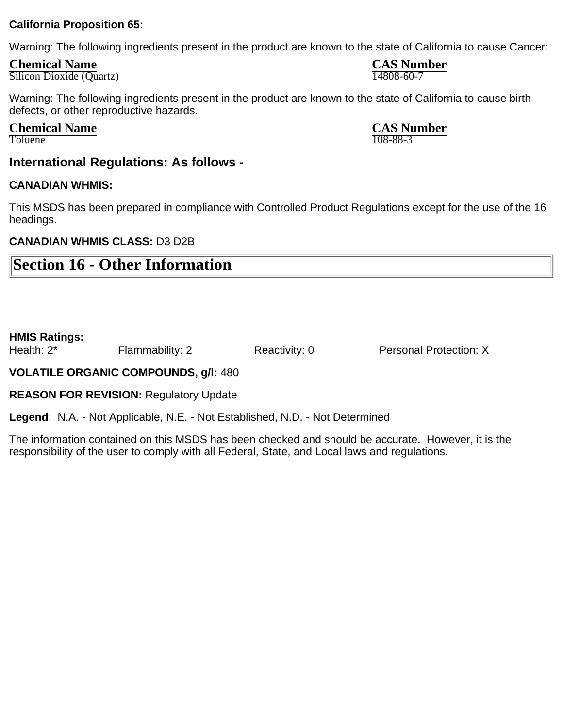**California Proposition 65:**

Warning: The following ingredients present in the product are known to the state of California to cause Cancer:

| Chemical Name | CAS Number |
| --- | --- |
| Silicon Dioxide (Quartz) | 14808-60-7 |

Warning: The following ingredients present in the product are known to the state of California to cause birth defects, or other reproductive hazards.

| Chemical Name | CAS Number |
| --- | --- |
| Toluene | 108-88-3 |

### International Regulations: As follows -

**CANADIAN WHMIS:**

This MSDS has been prepared in compliance with Controlled Product Regulations except for the use of the 16 headings.

**CANADIAN WHMIS CLASS:** D3 D2B

## Section 16 - Other Information

**HMIS Ratings:**

Health: 2* Flammability: 2 Reactivity: 0 Personal Protection: X

**VOLATILE ORGANIC COMPOUNDS, g/l:** 480

**REASON FOR REVISION:** Regulatory Update

**Legend**: N.A. - Not Applicable, N.E. - Not Established, N.D. - Not Determined

The information contained on this MSDS has been checked and should be accurate. However, it is the responsibility of the user to comply with all Federal, State, and Local laws and regulations.